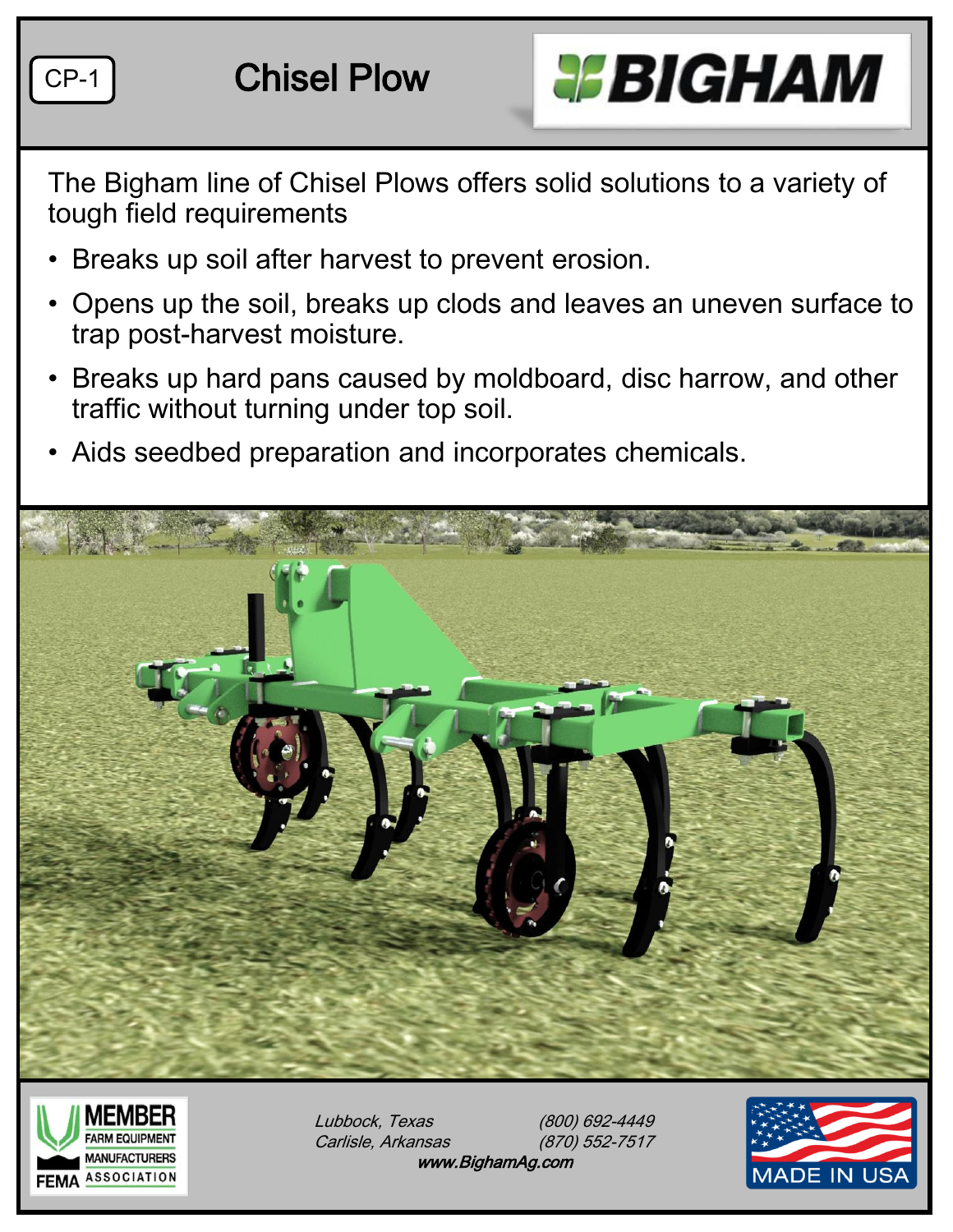CP-1

# Chisel Plow

BIGHAM

The Bigham line of Chisel Plows offers solid solutions to a variety of tough field requirements

- Breaks up soil after harvest to prevent erosion.
- Opens up the soil, breaks up clods and leaves an uneven surface to trap post-harvest moisture.
- Breaks up hard pans caused by moldboard, disc harrow, and other traffic without turning under top soil.
- Aids seedbed preparation and incorporates chemicals.

MEMBER FARM EQUIPMENT MANUFACTURERS FEMA ASSOCIATION

*Lubbock, Texas* *(800) 692-4449*
*Carlisle, Arkansas* *(870) 552-7517*
***www.BighamAg.com***

MADE IN USA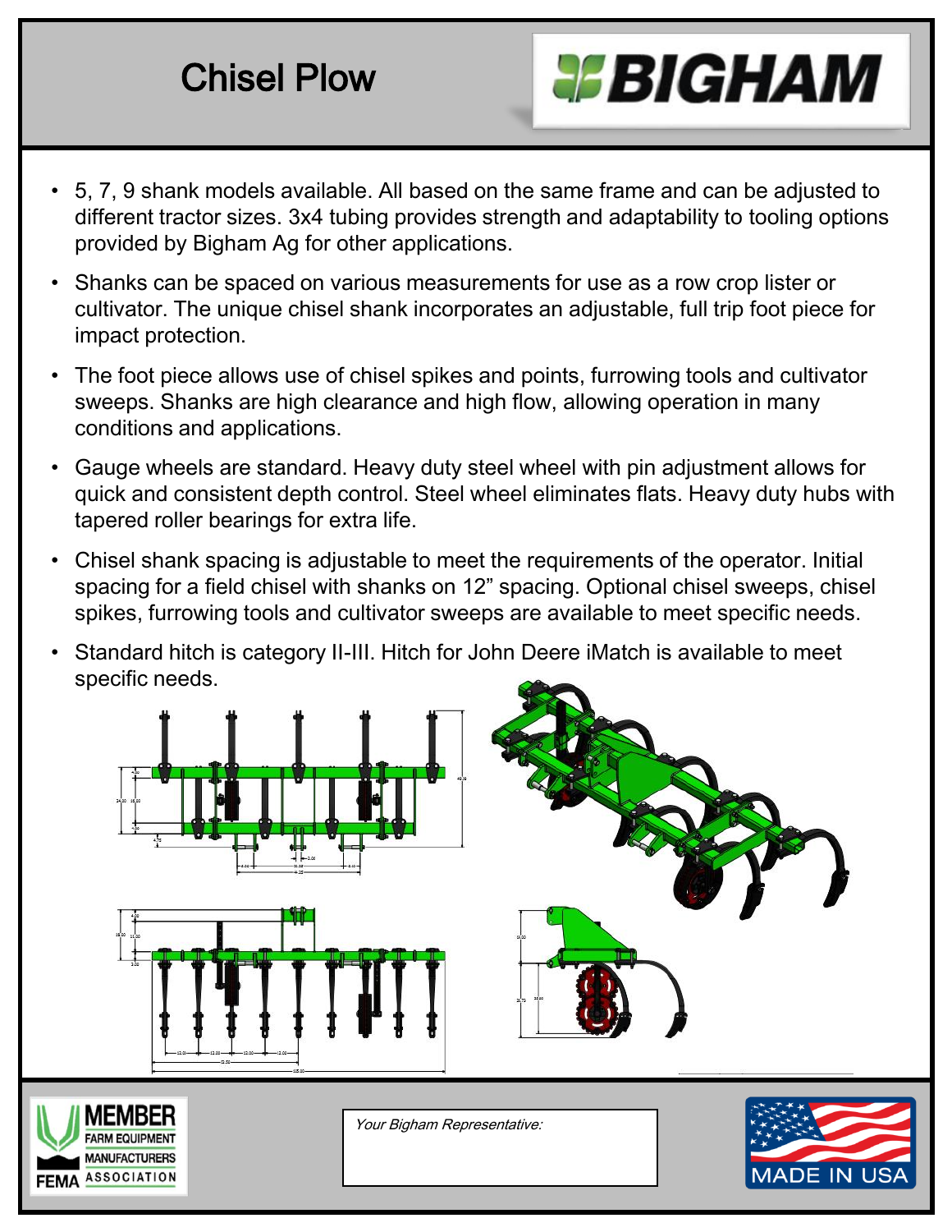# Chisel Plow

BIGHAM

- 5, 7, 9 shank models available. All based on the same frame and can be adjusted to different tractor sizes. 3x4 tubing provides strength and adaptability to tooling options provided by Bigham Ag for other applications.
- Shanks can be spaced on various measurements for use as a row crop lister or cultivator. The unique chisel shank incorporates an adjustable, full trip foot piece for impact protection.
- The foot piece allows use of chisel spikes and points, furrowing tools and cultivator sweeps. Shanks are high clearance and high flow, allowing operation in many conditions and applications.
- Gauge wheels are standard. Heavy duty steel wheel with pin adjustment allows for quick and consistent depth control. Steel wheel eliminates flats. Heavy duty hubs with tapered roller bearings for extra life.
- Chisel shank spacing is adjustable to meet the requirements of the operator. Initial spacing for a field chisel with shanks on 12" spacing. Optional chisel sweeps, chisel spikes, furrowing tools and cultivator sweeps are available to meet specific needs.
- Standard hitch is category II-III. Hitch for John Deere iMatch is available to meet specific needs.

MEMBER FARM EQUIPMENT MANUFACTURERS ASSOCIATION (FEMA)

*Your Bigham Representative:*

MADE IN USA